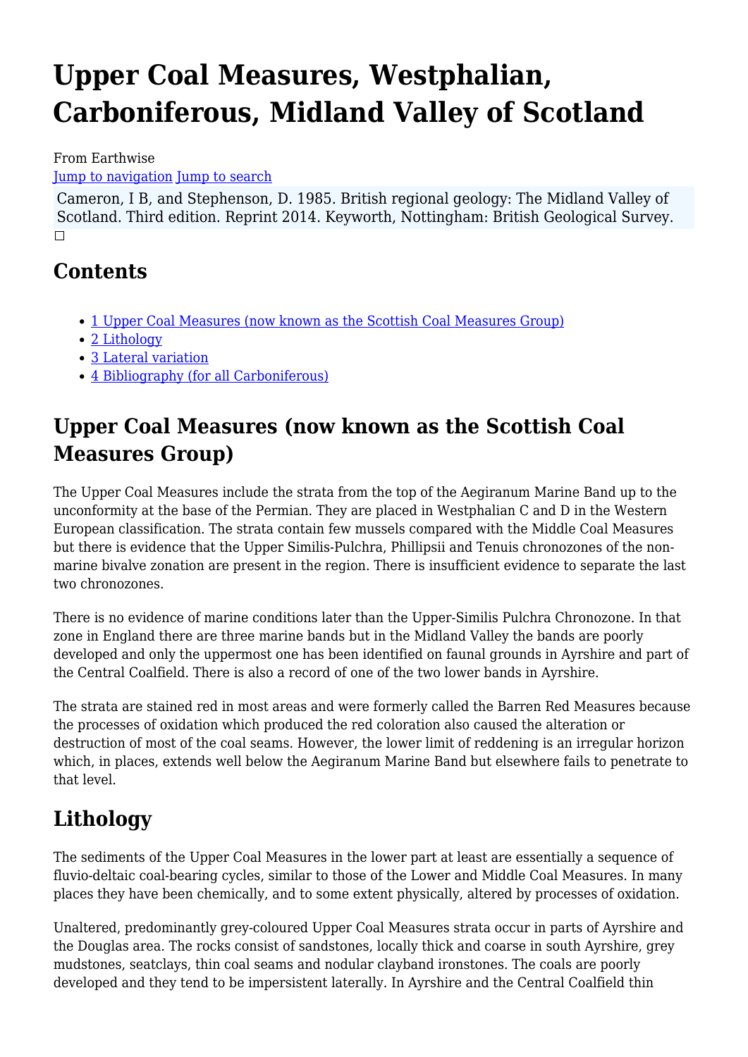# Upper Coal Measures, Westphalian, Carboniferous, Midland Valley of Scotland

From Earthwise

Jump to navigation Jump to search

Cameron, I B, and Stephenson, D. 1985. British regional geology: The Midland Valley of Scotland. Third edition. Reprint 2014. Keyworth, Nottingham: British Geological Survey.

## Contents

- 1 Upper Coal Measures (now known as the Scottish Coal Measures Group)
- 2 Lithology
- 3 Lateral variation
- 4 Bibliography (for all Carboniferous)

## Upper Coal Measures (now known as the Scottish Coal Measures Group)

The Upper Coal Measures include the strata from the top of the Aegiranum Marine Band up to the unconformity at the base of the Permian. They are placed in Westphalian C and D in the Western European classification. The strata contain few mussels compared with the Middle Coal Measures but there is evidence that the Upper Similis-Pulchra, Phillipsii and Tenuis chronozones of the non-marine bivalve zonation are present in the region. There is insufficient evidence to separate the last two chronozones.

There is no evidence of marine conditions later than the Upper-Similis Pulchra Chronozone. In that zone in England there are three marine bands but in the Midland Valley the bands are poorly developed and only the uppermost one has been identified on faunal grounds in Ayrshire and part of the Central Coalfield. There is also a record of one of the two lower bands in Ayrshire.

The strata are stained red in most areas and were formerly called the Barren Red Measures because the processes of oxidation which produced the red coloration also caused the alteration or destruction of most of the coal seams. However, the lower limit of reddening is an irregular horizon which, in places, extends well below the Aegiranum Marine Band but elsewhere fails to penetrate to that level.

## Lithology

The sediments of the Upper Coal Measures in the lower part at least are essentially a sequence of fluvio-deltaic coal-bearing cycles, similar to those of the Lower and Middle Coal Measures. In many places they have been chemically, and to some extent physically, altered by processes of oxidation.

Unaltered, predominantly grey-coloured Upper Coal Measures strata occur in parts of Ayrshire and the Douglas area. The rocks consist of sandstones, locally thick and coarse in south Ayrshire, grey mudstones, seatclays, thin coal seams and nodular clayband ironstones. The coals are poorly developed and they tend to be impersistent laterally. In Ayrshire and the Central Coalfield thin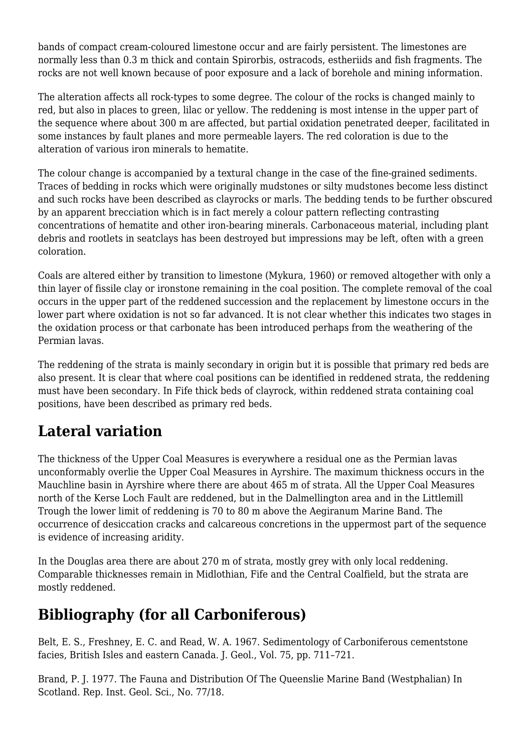bands of compact cream-coloured limestone occur and are fairly persistent. The limestones are normally less than 0.3 m thick and contain Spirorbis, ostracods, estheriids and fish fragments. The rocks are not well known because of poor exposure and a lack of borehole and mining information.

The alteration affects all rock-types to some degree. The colour of the rocks is changed mainly to red, but also in places to green, lilac or yellow. The reddening is most intense in the upper part of the sequence where about 300 m are affected, but partial oxidation penetrated deeper, facilitated in some instances by fault planes and more permeable layers. The red coloration is due to the alteration of various iron minerals to hematite.

The colour change is accompanied by a textural change in the case of the fine-grained sediments. Traces of bedding in rocks which were originally mudstones or silty mudstones become less distinct and such rocks have been described as clayrocks or marls. The bedding tends to be further obscured by an apparent brecciation which is in fact merely a colour pattern reflecting contrasting concentrations of hematite and other iron-bearing minerals. Carbonaceous material, including plant debris and rootlets in seatclays has been destroyed but impressions may be left, often with a green coloration.

Coals are altered either by transition to limestone (Mykura, 1960) or removed altogether with only a thin layer of fissile clay or ironstone remaining in the coal position. The complete removal of the coal occurs in the upper part of the reddened succession and the replacement by limestone occurs in the lower part where oxidation is not so far advanced. It is not clear whether this indicates two stages in the oxidation process or that carbonate has been introduced perhaps from the weathering of the Permian lavas.

The reddening of the strata is mainly secondary in origin but it is possible that primary red beds are also present. It is clear that where coal positions can be identified in reddened strata, the reddening must have been secondary. In Fife thick beds of clayrock, within reddened strata containing coal positions, have been described as primary red beds.

## Lateral variation

The thickness of the Upper Coal Measures is everywhere a residual one as the Permian lavas unconformably overlie the Upper Coal Measures in Ayrshire. The maximum thickness occurs in the Mauchline basin in Ayrshire where there are about 465 m of strata. All the Upper Coal Measures north of the Kerse Loch Fault are reddened, but in the Dalmellington area and in the Littlemill Trough the lower limit of reddening is 70 to 80 m above the Aegiranum Marine Band. The occurrence of desiccation cracks and calcareous concretions in the uppermost part of the sequence is evidence of increasing aridity.

In the Douglas area there are about 270 m of strata, mostly grey with only local reddening. Comparable thicknesses remain in Midlothian, Fife and the Central Coalfield, but the strata are mostly reddened.

## Bibliography (for all Carboniferous)

Belt, E. S., Freshney, E. C. and Read, W. A. 1967. Sedimentology of Carboniferous cementstone facies, British Isles and eastern Canada. J. Geol., Vol. 75, pp. 711–721.

Brand, P. J. 1977. The Fauna and Distribution Of The Queenslie Marine Band (Westphalian) In Scotland. Rep. Inst. Geol. Sci., No. 77/18.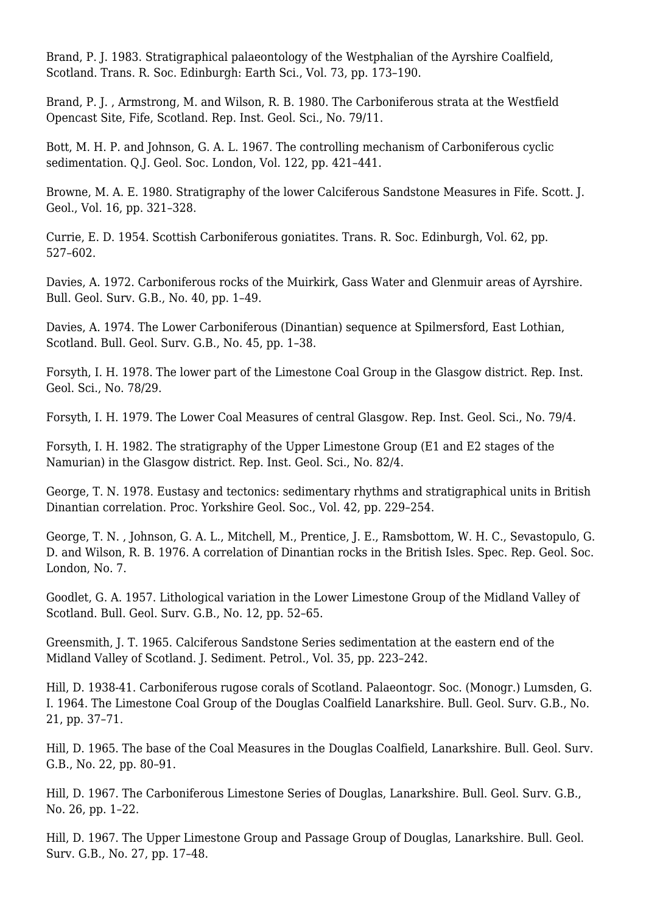Brand, P. J. 1983. Stratigraphical palaeontology of the Westphalian of the Ayrshire Coalfield, Scotland. Trans. R. Soc. Edinburgh: Earth Sci., Vol. 73, pp. 173–190.

Brand, P. J. , Armstrong, M. and Wilson, R. B. 1980. The Carboniferous strata at the Westfield Opencast Site, Fife, Scotland. Rep. Inst. Geol. Sci., No. 79/11.

Bott, M. H. P. and Johnson, G. A. L. 1967. The controlling mechanism of Carboniferous cyclic sedimentation. Q.J. Geol. Soc. London, Vol. 122, pp. 421–441.

Browne, M. A. E. 1980. Stratigraphy of the lower Calciferous Sandstone Measures in Fife. Scott. J. Geol., Vol. 16, pp. 321–328.

Currie, E. D. 1954. Scottish Carboniferous goniatites. Trans. R. Soc. Edinburgh, Vol. 62, pp. 527–602.

Davies, A. 1972. Carboniferous rocks of the Muirkirk, Gass Water and Glenmuir areas of Ayrshire. Bull. Geol. Surv. G.B., No. 40, pp. 1–49.

Davies, A. 1974. The Lower Carboniferous (Dinantian) sequence at Spilmersford, East Lothian, Scotland. Bull. Geol. Surv. G.B., No. 45, pp. 1–38.

Forsyth, I. H. 1978. The lower part of the Limestone Coal Group in the Glasgow district. Rep. Inst. Geol. Sci., No. 78/29.

Forsyth, I. H. 1979. The Lower Coal Measures of central Glasgow. Rep. Inst. Geol. Sci., No. 79/4.

Forsyth, I. H. 1982. The stratigraphy of the Upper Limestone Group (E1 and E2 stages of the Namurian) in the Glasgow district. Rep. Inst. Geol. Sci., No. 82/4.

George, T. N. 1978. Eustasy and tectonics: sedimentary rhythms and stratigraphical units in British Dinantian correlation. Proc. Yorkshire Geol. Soc., Vol. 42, pp. 229–254.

George, T. N. , Johnson, G. A. L., Mitchell, M., Prentice, J. E., Ramsbottom, W. H. C., Sevastopulo, G. D. and Wilson, R. B. 1976. A correlation of Dinantian rocks in the British Isles. Spec. Rep. Geol. Soc. London, No. 7.

Goodlet, G. A. 1957. Lithological variation in the Lower Limestone Group of the Midland Valley of Scotland. Bull. Geol. Surv. G.B., No. 12, pp. 52–65.

Greensmith, J. T. 1965. Calciferous Sandstone Series sedimentation at the eastern end of the Midland Valley of Scotland. J. Sediment. Petrol., Vol. 35, pp. 223–242.

Hill, D. 1938-41. Carboniferous rugose corals of Scotland. Palaeontogr. Soc. (Monogr.) Lumsden, G. I. 1964. The Limestone Coal Group of the Douglas Coalfield Lanarkshire. Bull. Geol. Surv. G.B., No. 21, pp. 37–71.

Hill, D. 1965. The base of the Coal Measures in the Douglas Coalfield, Lanarkshire. Bull. Geol. Surv. G.B., No. 22, pp. 80–91.

Hill, D. 1967. The Carboniferous Limestone Series of Douglas, Lanarkshire. Bull. Geol. Surv. G.B., No. 26, pp. 1–22.

Hill, D. 1967. The Upper Limestone Group and Passage Group of Douglas, Lanarkshire. Bull. Geol. Surv. G.B., No. 27, pp. 17–48.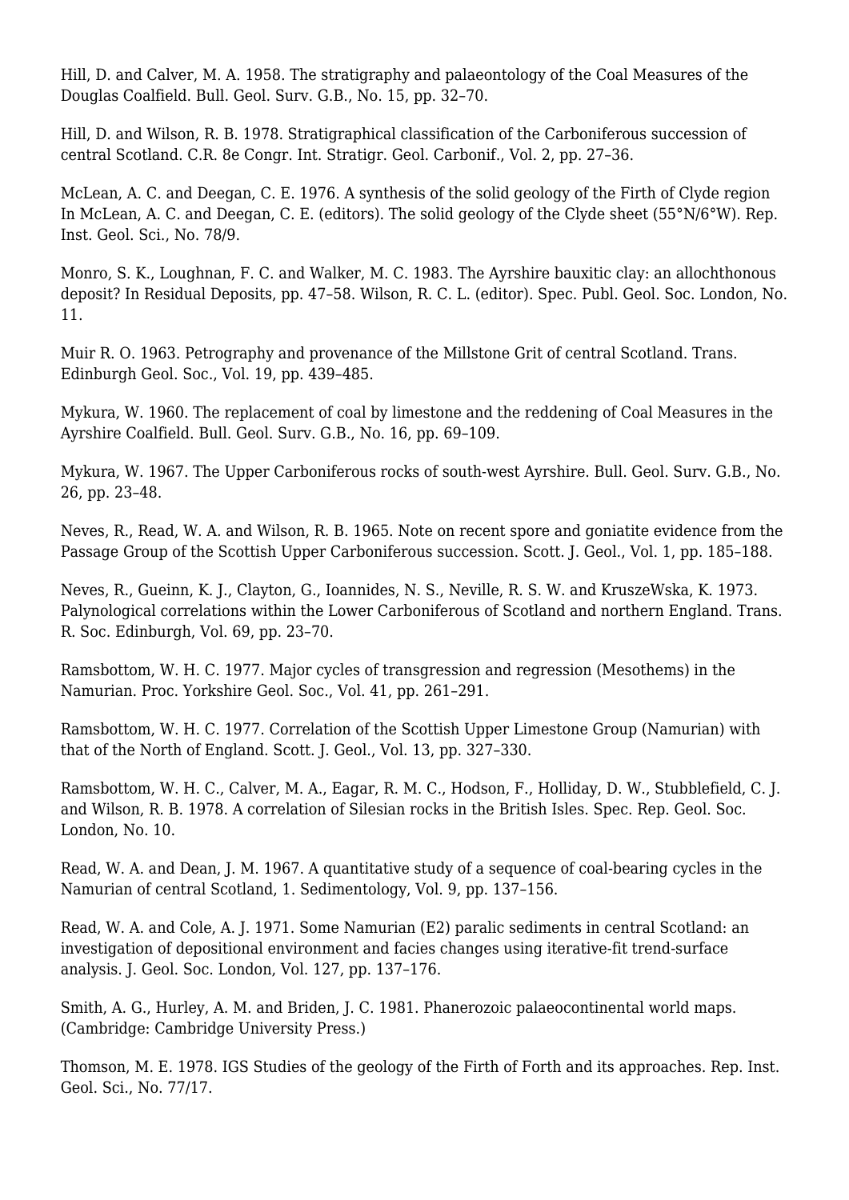Hill, D. and Calver, M. A. 1958. The stratigraphy and palaeontology of the Coal Measures of the Douglas Coalfield. Bull. Geol. Surv. G.B., No. 15, pp. 32–70.

Hill, D. and Wilson, R. B. 1978. Stratigraphical classification of the Carboniferous succession of central Scotland. C.R. 8e Congr. Int. Stratigr. Geol. Carbonif., Vol. 2, pp. 27–36.

McLean, A. C. and Deegan, C. E. 1976. A synthesis of the solid geology of the Firth of Clyde region In McLean, A. C. and Deegan, C. E. (editors). The solid geology of the Clyde sheet (55°N/6°W). Rep. Inst. Geol. Sci., No. 78/9.

Monro, S. K., Loughnan, F. C. and Walker, M. C. 1983. The Ayrshire bauxitic clay: an allochthonous deposit? In Residual Deposits, pp. 47–58. Wilson, R. C. L. (editor). Spec. Publ. Geol. Soc. London, No. 11.

Muir R. O. 1963. Petrography and provenance of the Millstone Grit of central Scotland. Trans. Edinburgh Geol. Soc., Vol. 19, pp. 439–485.

Mykura, W. 1960. The replacement of coal by limestone and the reddening of Coal Measures in the Ayrshire Coalfield. Bull. Geol. Surv. G.B., No. 16, pp. 69–109.

Mykura, W. 1967. The Upper Carboniferous rocks of south-west Ayrshire. Bull. Geol. Surv. G.B., No. 26, pp. 23–48.

Neves, R., Read, W. A. and Wilson, R. B. 1965. Note on recent spore and goniatite evidence from the Passage Group of the Scottish Upper Carboniferous succession. Scott. J. Geol., Vol. 1, pp. 185–188.

Neves, R., Gueinn, K. J., Clayton, G., Ioannides, N. S., Neville, R. S. W. and KruszeWska, K. 1973. Palynological correlations within the Lower Carboniferous of Scotland and northern England. Trans. R. Soc. Edinburgh, Vol. 69, pp. 23–70.

Ramsbottom, W. H. C. 1977. Major cycles of transgression and regression (Mesothems) in the Namurian. Proc. Yorkshire Geol. Soc., Vol. 41, pp. 261–291.

Ramsbottom, W. H. C. 1977. Correlation of the Scottish Upper Limestone Group (Namurian) with that of the North of England. Scott. J. Geol., Vol. 13, pp. 327–330.

Ramsbottom, W. H. C., Calver, M. A., Eagar, R. M. C., Hodson, F., Holliday, D. W., Stubblefield, C. J. and Wilson, R. B. 1978. A correlation of Silesian rocks in the British Isles. Spec. Rep. Geol. Soc. London, No. 10.

Read, W. A. and Dean, J. M. 1967. A quantitative study of a sequence of coal-bearing cycles in the Namurian of central Scotland, 1. Sedimentology, Vol. 9, pp. 137–156.

Read, W. A. and Cole, A. J. 1971. Some Namurian (E2) paralic sediments in central Scotland: an investigation of depositional environment and facies changes using iterative-fit trend-surface analysis. J. Geol. Soc. London, Vol. 127, pp. 137–176.

Smith, A. G., Hurley, A. M. and Briden, J. C. 1981. Phanerozoic palaeocontinental world maps. (Cambridge: Cambridge University Press.)

Thomson, M. E. 1978. IGS Studies of the geology of the Firth of Forth and its approaches. Rep. Inst. Geol. Sci., No. 77/17.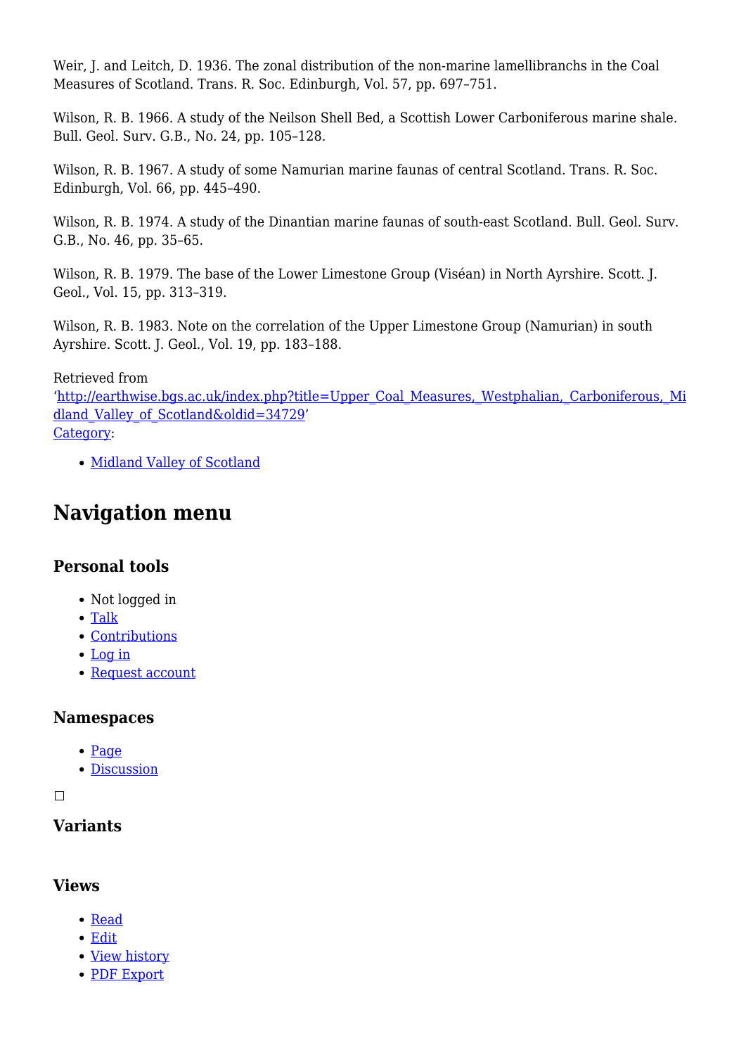Weir, J. and Leitch, D. 1936. The zonal distribution of the non-marine lamellibranchs in the Coal Measures of Scotland. Trans. R. Soc. Edinburgh, Vol. 57, pp. 697–751.

Wilson, R. B. 1966. A study of the Neilson Shell Bed, a Scottish Lower Carboniferous marine shale. Bull. Geol. Surv. G.B., No. 24, pp. 105–128.

Wilson, R. B. 1967. A study of some Namurian marine faunas of central Scotland. Trans. R. Soc. Edinburgh, Vol. 66, pp. 445–490.

Wilson, R. B. 1974. A study of the Dinantian marine faunas of south-east Scotland. Bull. Geol. Surv. G.B., No. 46, pp. 35–65.

Wilson, R. B. 1979. The base of the Lower Limestone Group (Viséan) in North Ayrshire. Scott. J. Geol., Vol. 15, pp. 313–319.

Wilson, R. B. 1983. Note on the correlation of the Upper Limestone Group (Namurian) in south Ayrshire. Scott. J. Geol., Vol. 19, pp. 183–188.

Retrieved from 'http://earthwise.bgs.ac.uk/index.php?title=Upper_Coal_Measures,_Westphalian,_Carboniferous,_Midland_Valley_of_Scotland&oldid=34729'

Category:

- Midland Valley of Scotland

# Navigation menu

## Personal tools

- Not logged in
- Talk
- Contributions
- Log in
- Request account

## Namespaces

- Page
- Discussion

## Variants

## Views

- Read
- Edit
- View history
- PDF Export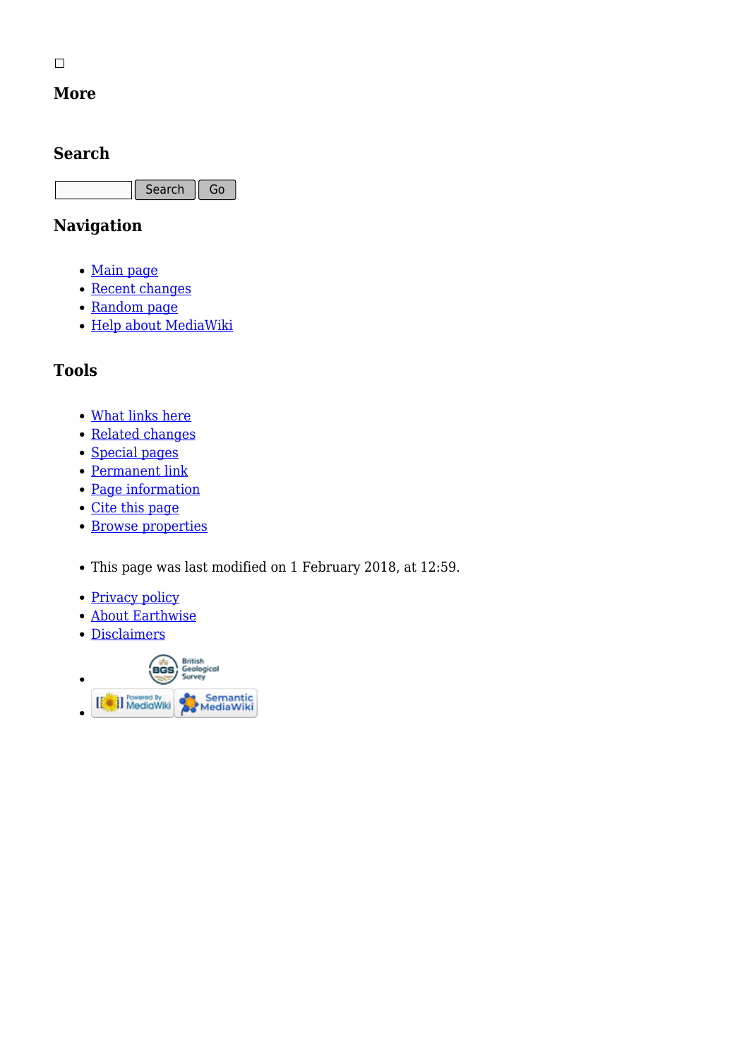☐

### More

### Search

Search Go

### Navigation

- Main page
- Recent changes
- Random page
- Help about MediaWiki

### Tools

- What links here
- Related changes
- Special pages
- Permanent link
- Page information
- Cite this page
- Browse properties

- This page was last modified on 1 February 2018, at 12:59.

- Privacy policy
- About Earthwise
- Disclaimers